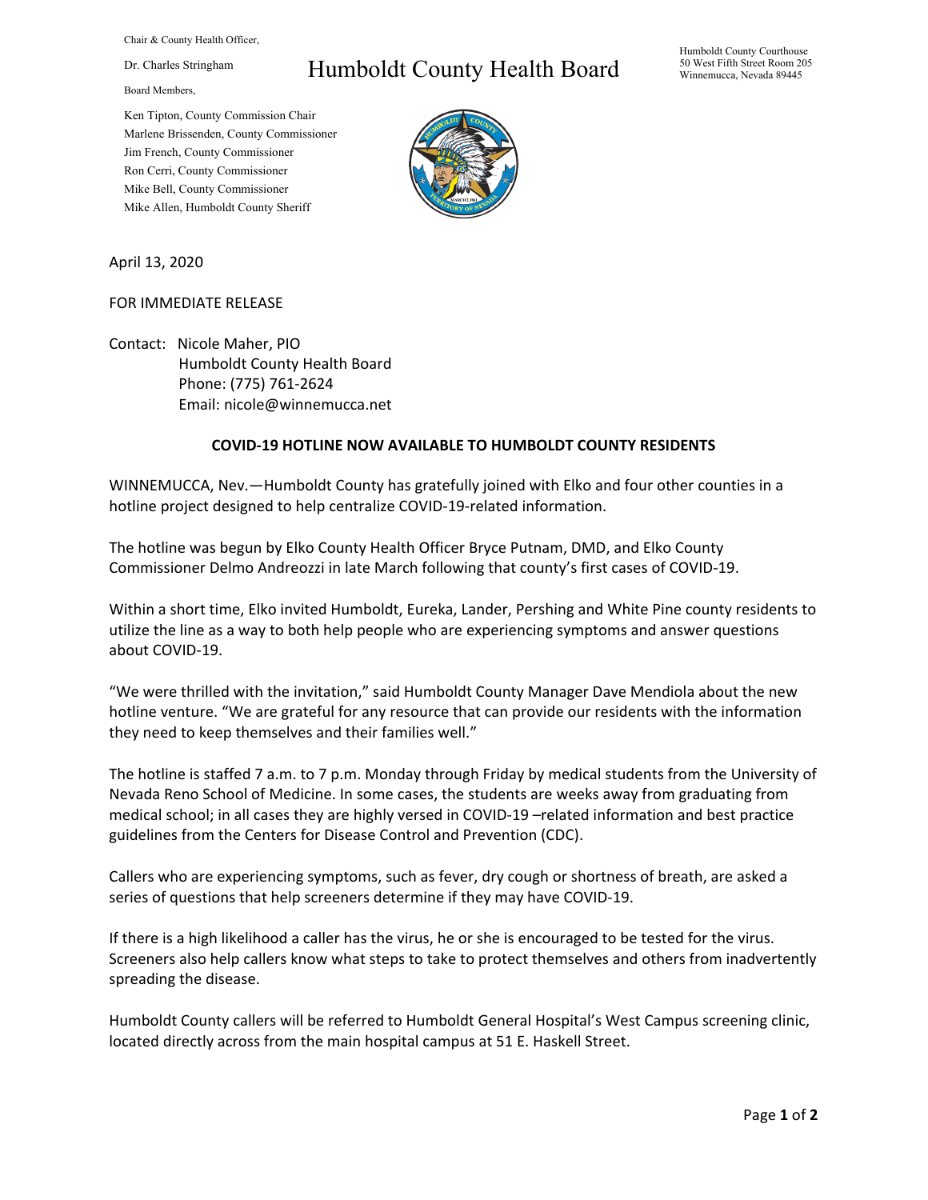Chair & County Health Officer,

Dr. Charles Stringham

Board Members,

Ken Tipton, County Commission Chair
Marlene Brissenden, County Commissioner
Jim French, County Commissioner
Ron Cerri, County Commissioner
Mike Bell, County Commissioner
Mike Allen, Humboldt County Sheriff

# Humboldt County Health Board

Humboldt County Courthouse
50 West Fifth Street Room 205
Winnemucca, Nevada 89445

April 13, 2020

FOR IMMEDIATE RELEASE

Contact: Nicole Maher, PIO
Humboldt County Health Board
Phone: (775) 761-2624
Email: nicole@winnemucca.net

**COVID-19 HOTLINE NOW AVAILABLE TO HUMBOLDT COUNTY RESIDENTS**

WINNEMUCCA, Nev.—Humboldt County has gratefully joined with Elko and four other counties in a hotline project designed to help centralize COVID-19-related information.

The hotline was begun by Elko County Health Officer Bryce Putnam, DMD, and Elko County Commissioner Delmo Andreozzi in late March following that county's first cases of COVID-19.

Within a short time, Elko invited Humboldt, Eureka, Lander, Pershing and White Pine county residents to utilize the line as a way to both help people who are experiencing symptoms and answer questions about COVID-19.

"We were thrilled with the invitation," said Humboldt County Manager Dave Mendiola about the new hotline venture. "We are grateful for any resource that can provide our residents with the information they need to keep themselves and their families well."

The hotline is staffed 7 a.m. to 7 p.m. Monday through Friday by medical students from the University of Nevada Reno School of Medicine. In some cases, the students are weeks away from graduating from medical school; in all cases they are highly versed in COVID-19 –related information and best practice guidelines from the Centers for Disease Control and Prevention (CDC).

Callers who are experiencing symptoms, such as fever, dry cough or shortness of breath, are asked a series of questions that help screeners determine if they may have COVID-19.

If there is a high likelihood a caller has the virus, he or she is encouraged to be tested for the virus. Screeners also help callers know what steps to take to protect themselves and others from inadvertently spreading the disease.

Humboldt County callers will be referred to Humboldt General Hospital's West Campus screening clinic, located directly across from the main hospital campus at 51 E. Haskell Street.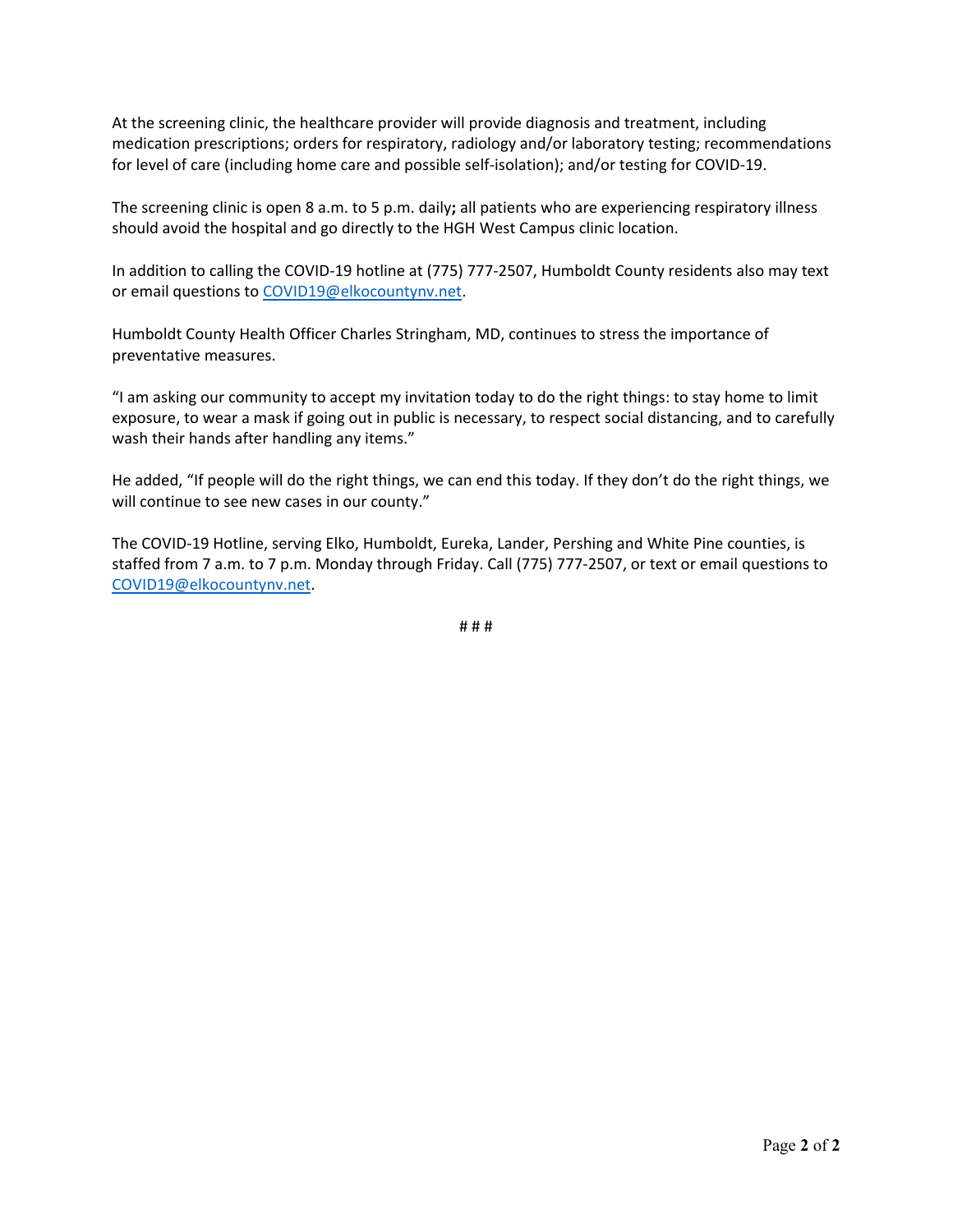At the screening clinic, the healthcare provider will provide diagnosis and treatment, including medication prescriptions; orders for respiratory, radiology and/or laboratory testing; recommendations for level of care (including home care and possible self-isolation); and/or testing for COVID-19.

The screening clinic is open 8 a.m. to 5 p.m. daily**;** all patients who are experiencing respiratory illness should avoid the hospital and go directly to the HGH West Campus clinic location.

In addition to calling the COVID-19 hotline at (775) 777-2507, Humboldt County residents also may text or email questions to COVID19@elkocountynv.net.

Humboldt County Health Officer Charles Stringham, MD, continues to stress the importance of preventative measures.

"I am asking our community to accept my invitation today to do the right things: to stay home to limit exposure, to wear a mask if going out in public is necessary, to respect social distancing, and to carefully wash their hands after handling any items."

He added, "If people will do the right things, we can end this today. If they don't do the right things, we will continue to see new cases in our county."

The COVID-19 Hotline, serving Elko, Humboldt, Eureka, Lander, Pershing and White Pine counties, is staffed from 7 a.m. to 7 p.m. Monday through Friday. Call (775) 777-2507, or text or email questions to COVID19@elkocountynv.net.

# # #